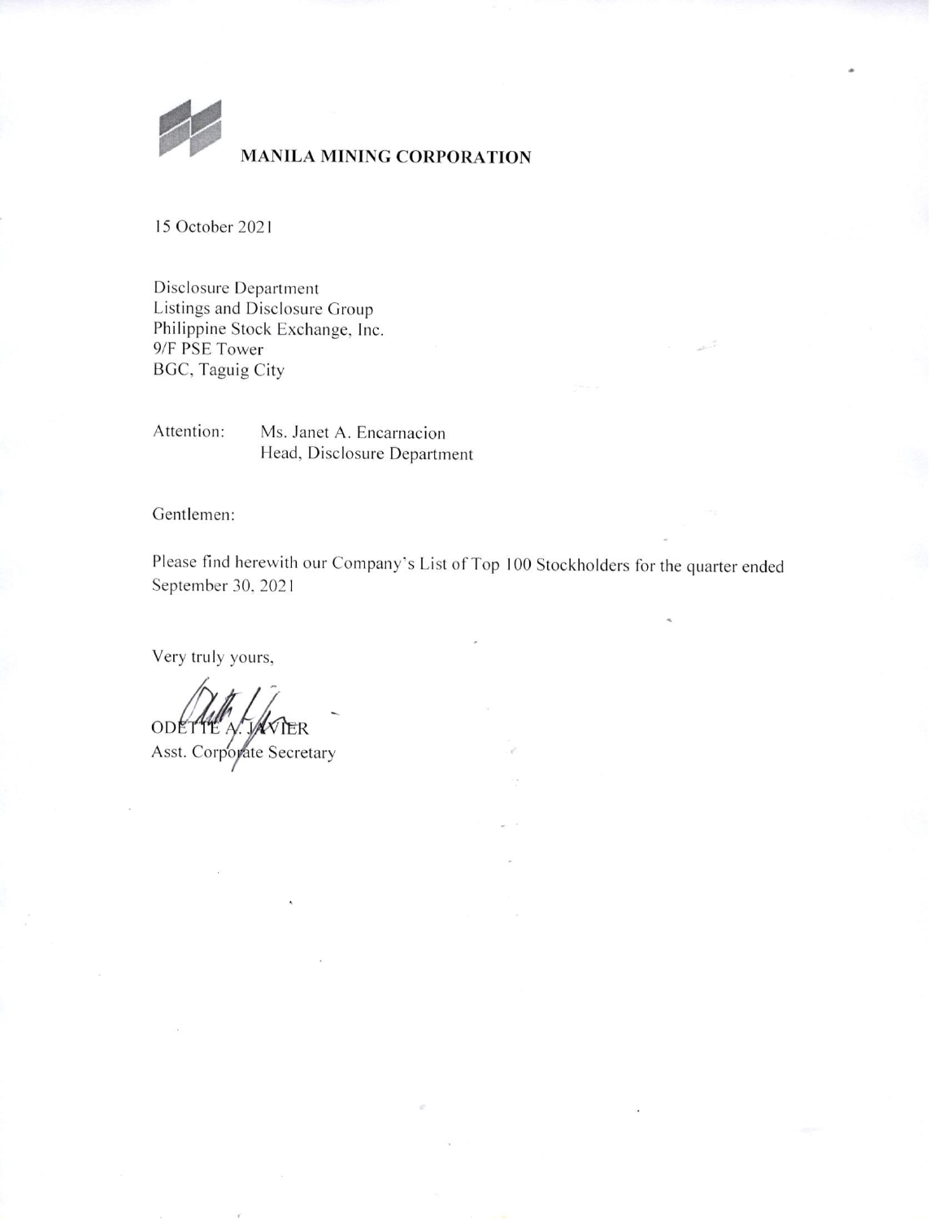**MANILA MINING CORPORATION**

15 October 2021

Disclosure Department
Listings and Disclosure Group
Philippine Stock Exchange, Inc.
9/F PSE Tower
BGC, Taguig City

Attention: Ms. Janet A. Encarnacion
Head, Disclosure Department

Gentlemen:

Please find herewith our Company's List of Top 100 Stockholders for the quarter ended September 30, 2021

Very truly yours,

ODETTE A. JAVIER
Asst. Corporate Secretary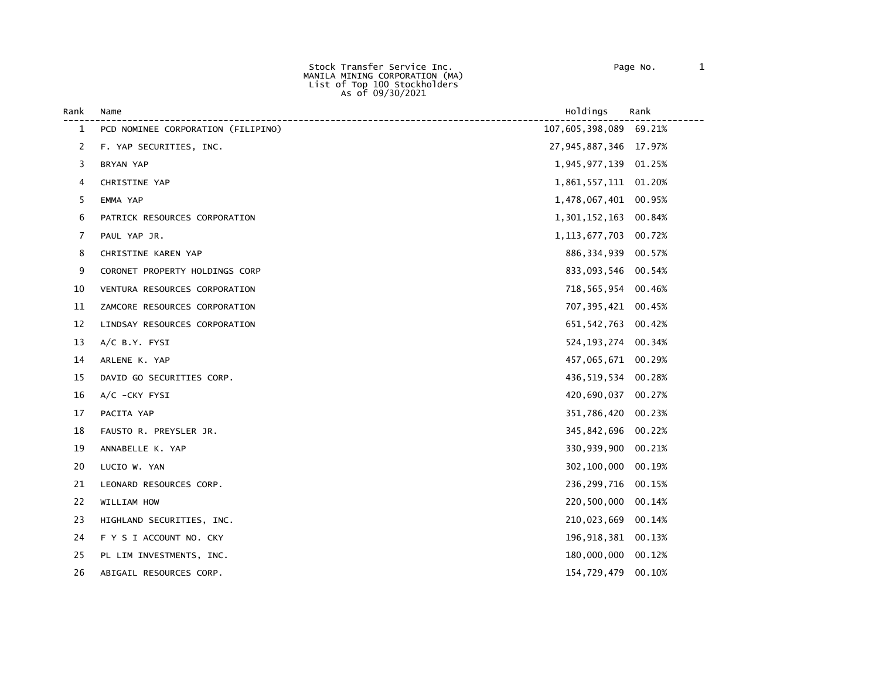Stock Transfer Service Inc.
MANILA MINING CORPORATION (MA)
List of Top 100 Stockholders
As of 09/30/2021

| Rank | Name | Holdings | Rank |
|---|---|---|---|
| 1 | PCD NOMINEE CORPORATION (FILIPINO) | 107,605,398,089 | 69.21% |
| 2 | F. YAP SECURITIES, INC. | 27,945,887,346 | 17.97% |
| 3 | BRYAN YAP | 1,945,977,139 | 01.25% |
| 4 | CHRISTINE YAP | 1,861,557,111 | 01.20% |
| 5 | EMMA YAP | 1,478,067,401 | 00.95% |
| 6 | PATRICK RESOURCES CORPORATION | 1,301,152,163 | 00.84% |
| 7 | PAUL YAP JR. | 1,113,677,703 | 00.72% |
| 8 | CHRISTINE KAREN YAP | 886,334,939 | 00.57% |
| 9 | CORONET PROPERTY HOLDINGS CORP | 833,093,546 | 00.54% |
| 10 | VENTURA RESOURCES CORPORATION | 718,565,954 | 00.46% |
| 11 | ZAMCORE RESOURCES CORPORATION | 707,395,421 | 00.45% |
| 12 | LINDSAY RESOURCES CORPORATION | 651,542,763 | 00.42% |
| 13 | A/C B.Y. FYSI | 524,193,274 | 00.34% |
| 14 | ARLENE K. YAP | 457,065,671 | 00.29% |
| 15 | DAVID GO SECURITIES CORP. | 436,519,534 | 00.28% |
| 16 | A/C -CKY FYSI | 420,690,037 | 00.27% |
| 17 | PACITA YAP | 351,786,420 | 00.23% |
| 18 | FAUSTO R. PREYSLER JR. | 345,842,696 | 00.22% |
| 19 | ANNABELLE K. YAP | 330,939,900 | 00.21% |
| 20 | LUCIO W. YAN | 302,100,000 | 00.19% |
| 21 | LEONARD RESOURCES CORP. | 236,299,716 | 00.15% |
| 22 | WILLIAM HOW | 220,500,000 | 00.14% |
| 23 | HIGHLAND SECURITIES, INC. | 210,023,669 | 00.14% |
| 24 | F Y S I ACCOUNT NO. CKY | 196,918,381 | 00.13% |
| 25 | PL LIM INVESTMENTS, INC. | 180,000,000 | 00.12% |
| 26 | ABIGAIL RESOURCES CORP. | 154,729,479 | 00.10% |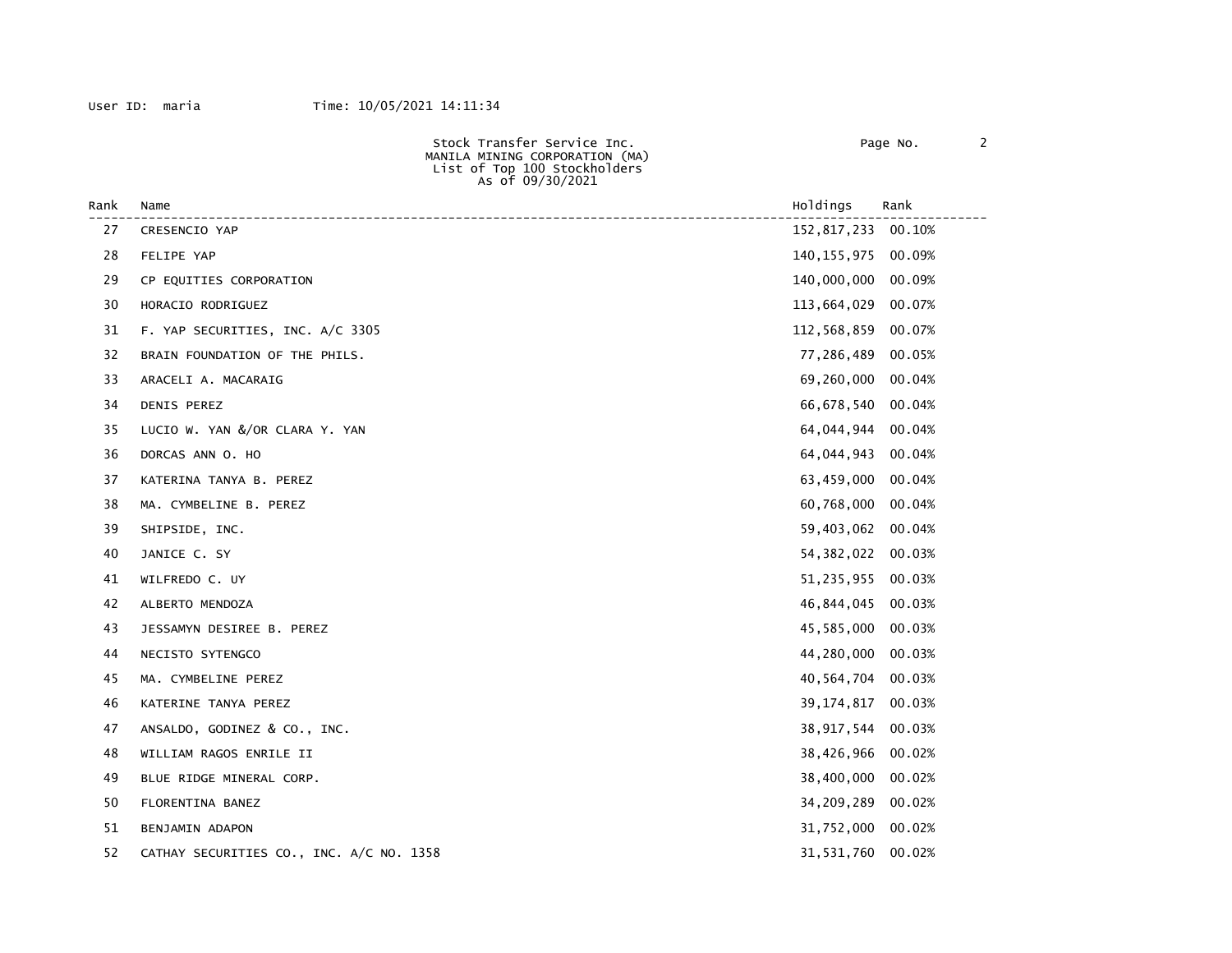User ID: maria Time: 10/05/2021 14:11:34

Stock Transfer Service Inc.
MANILA MINING CORPORATION (MA)
List of Top 100 Stockholders
As of 09/30/2021

| Rank | Name | Holdings | Rank |
|---|---|---|---|
| 27 | CRESENCIO YAP | 152,817,233 | 00.10% |
| 28 | FELIPE YAP | 140,155,975 | 00.09% |
| 29 | CP EQUITIES CORPORATION | 140,000,000 | 00.09% |
| 30 | HORACIO RODRIGUEZ | 113,664,029 | 00.07% |
| 31 | F. YAP SECURITIES, INC. A/C 3305 | 112,568,859 | 00.07% |
| 32 | BRAIN FOUNDATION OF THE PHILS. | 77,286,489 | 00.05% |
| 33 | ARACELI A. MACARAIG | 69,260,000 | 00.04% |
| 34 | DENIS PEREZ | 66,678,540 | 00.04% |
| 35 | LUCIO W. YAN &/OR CLARA Y. YAN | 64,044,944 | 00.04% |
| 36 | DORCAS ANN O. HO | 64,044,943 | 00.04% |
| 37 | KATERINA TANYA B. PEREZ | 63,459,000 | 00.04% |
| 38 | MA. CYMBELINE B. PEREZ | 60,768,000 | 00.04% |
| 39 | SHIPSIDE, INC. | 59,403,062 | 00.04% |
| 40 | JANICE C. SY | 54,382,022 | 00.03% |
| 41 | WILFREDO C. UY | 51,235,955 | 00.03% |
| 42 | ALBERTO MENDOZA | 46,844,045 | 00.03% |
| 43 | JESSAMYN DESIREE B. PEREZ | 45,585,000 | 00.03% |
| 44 | NECISTO SYTENGCO | 44,280,000 | 00.03% |
| 45 | MA. CYMBELINE PEREZ | 40,564,704 | 00.03% |
| 46 | KATERINE TANYA PEREZ | 39,174,817 | 00.03% |
| 47 | ANSALDO, GODINEZ & CO., INC. | 38,917,544 | 00.03% |
| 48 | WILLIAM RAGOS ENRILE II | 38,426,966 | 00.02% |
| 49 | BLUE RIDGE MINERAL CORP. | 38,400,000 | 00.02% |
| 50 | FLORENTINA BANEZ | 34,209,289 | 00.02% |
| 51 | BENJAMIN ADAPON | 31,752,000 | 00.02% |
| 52 | CATHAY SECURITIES CO., INC. A/C NO. 1358 | 31,531,760 | 00.02% |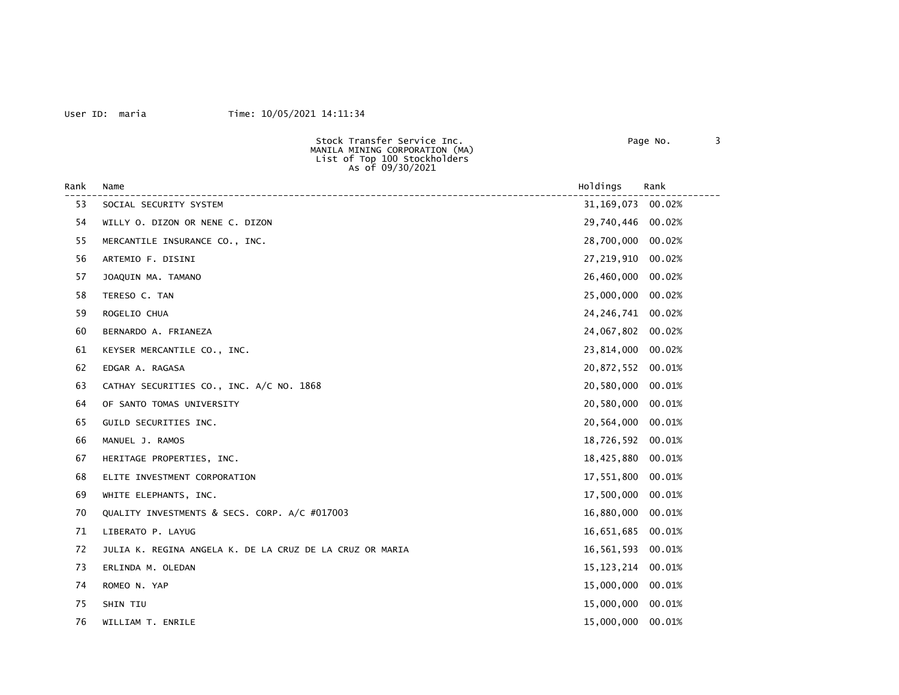User ID: maria Time: 10/05/2021 14:11:34

Stock Transfer Service Inc.
MANILA MINING CORPORATION (MA)
List of Top 100 Stockholders
As of 09/30/2021

| Rank | Name | Holdings | Rank |
|---|---|---|---|
| 53 | SOCIAL SECURITY SYSTEM | 31,169,073 | 00.02% |
| 54 | WILLY O. DIZON OR NENE C. DIZON | 29,740,446 | 00.02% |
| 55 | MERCANTILE INSURANCE CO., INC. | 28,700,000 | 00.02% |
| 56 | ARTEMIO F. DISINI | 27,219,910 | 00.02% |
| 57 | JOAQUIN MA. TAMANO | 26,460,000 | 00.02% |
| 58 | TERESO C. TAN | 25,000,000 | 00.02% |
| 59 | ROGELIO CHUA | 24,246,741 | 00.02% |
| 60 | BERNARDO A. FRIANEZA | 24,067,802 | 00.02% |
| 61 | KEYSER MERCANTILE CO., INC. | 23,814,000 | 00.02% |
| 62 | EDGAR A. RAGASA | 20,872,552 | 00.01% |
| 63 | CATHAY SECURITIES CO., INC. A/C NO. 1868 | 20,580,000 | 00.01% |
| 64 | OF SANTO TOMAS UNIVERSITY | 20,580,000 | 00.01% |
| 65 | GUILD SECURITIES INC. | 20,564,000 | 00.01% |
| 66 | MANUEL J. RAMOS | 18,726,592 | 00.01% |
| 67 | HERITAGE PROPERTIES, INC. | 18,425,880 | 00.01% |
| 68 | ELITE INVESTMENT CORPORATION | 17,551,800 | 00.01% |
| 69 | WHITE ELEPHANTS, INC. | 17,500,000 | 00.01% |
| 70 | QUALITY INVESTMENTS & SECS. CORP. A/C #017003 | 16,880,000 | 00.01% |
| 71 | LIBERATO P. LAYUG | 16,651,685 | 00.01% |
| 72 | JULIA K. REGINA ANGELA K. DE LA CRUZ DE LA CRUZ OR MARIA | 16,561,593 | 00.01% |
| 73 | ERLINDA M. OLEDAN | 15,123,214 | 00.01% |
| 74 | ROMEO N. YAP | 15,000,000 | 00.01% |
| 75 | SHIN TIU | 15,000,000 | 00.01% |
| 76 | WILLIAM T. ENRILE | 15,000,000 | 00.01% |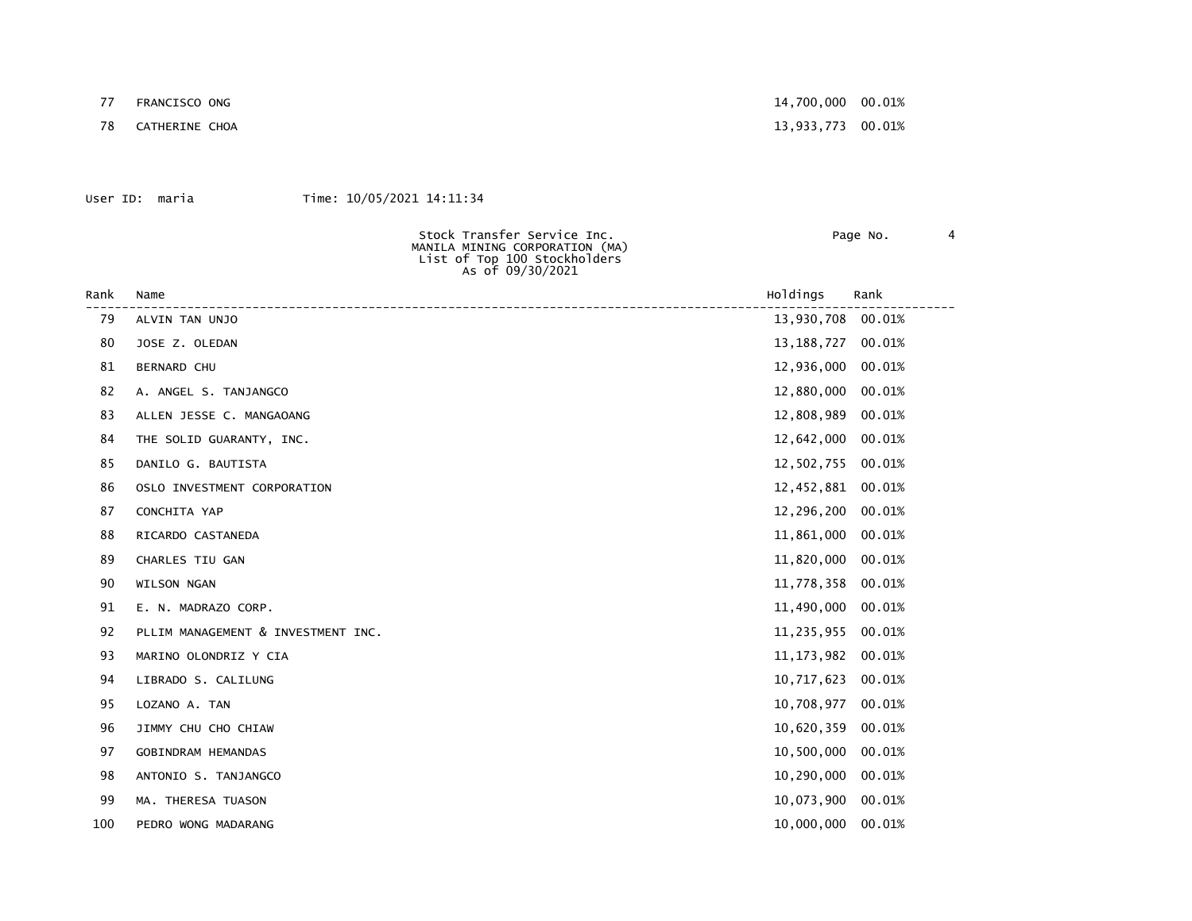| | | | |
|---|---|---|---|
| 77 | FRANCISCO ONG | 14,700,000 | 00.01% |
| 78 | CATHERINE CHOA | 13,933,773 | 00.01% |

User ID: maria Time: 10/05/2021 14:11:34

Stock Transfer Service Inc.
MANILA MINING CORPORATION (MA)
List of Top 100 Stockholders
As of 09/30/2021

| Rank | Name | Holdings | Rank |
|---|---|---|---|
| 79 | ALVIN TAN UNJO | 13,930,708 | 00.01% |
| 80 | JOSE Z. OLEDAN | 13,188,727 | 00.01% |
| 81 | BERNARD CHU | 12,936,000 | 00.01% |
| 82 | A. ANGEL S. TANJANGCO | 12,880,000 | 00.01% |
| 83 | ALLEN JESSE C. MANGAOANG | 12,808,989 | 00.01% |
| 84 | THE SOLID GUARANTY, INC. | 12,642,000 | 00.01% |
| 85 | DANILO G. BAUTISTA | 12,502,755 | 00.01% |
| 86 | OSLO INVESTMENT CORPORATION | 12,452,881 | 00.01% |
| 87 | CONCHITA YAP | 12,296,200 | 00.01% |
| 88 | RICARDO CASTANEDA | 11,861,000 | 00.01% |
| 89 | CHARLES TIU GAN | 11,820,000 | 00.01% |
| 90 | WILSON NGAN | 11,778,358 | 00.01% |
| 91 | E. N. MADRAZO CORP. | 11,490,000 | 00.01% |
| 92 | PLLIM MANAGEMENT & INVESTMENT INC. | 11,235,955 | 00.01% |
| 93 | MARINO OLONDRIZ Y CIA | 11,173,982 | 00.01% |
| 94 | LIBRADO S. CALILUNG | 10,717,623 | 00.01% |
| 95 | LOZANO A. TAN | 10,708,977 | 00.01% |
| 96 | JIMMY CHU CHO CHIAW | 10,620,359 | 00.01% |
| 97 | GOBINDRAM HEMANDAS | 10,500,000 | 00.01% |
| 98 | ANTONIO S. TANJANGCO | 10,290,000 | 00.01% |
| 99 | MA. THERESA TUASON | 10,073,900 | 00.01% |
| 100 | PEDRO WONG MADARANG | 10,000,000 | 00.01% |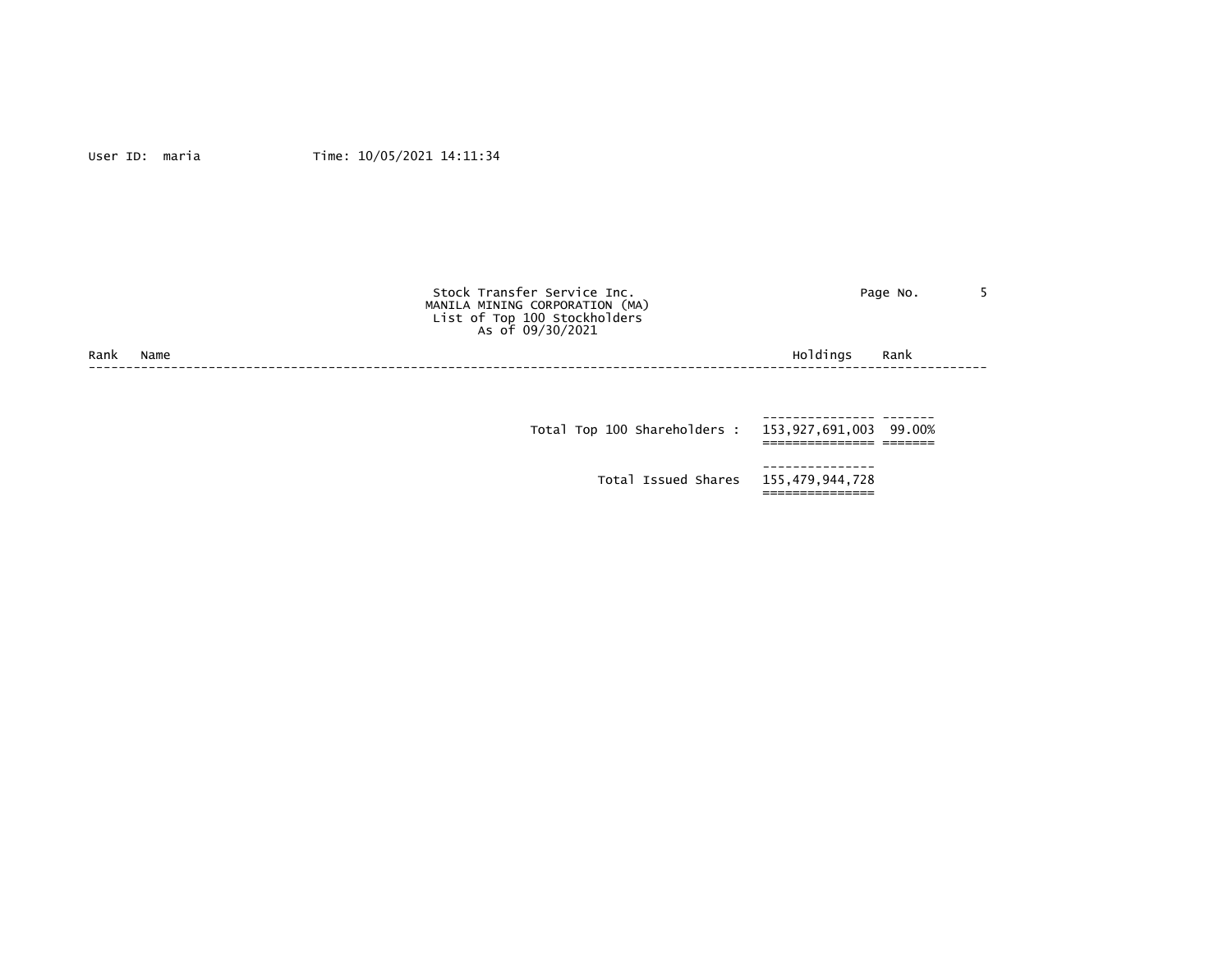User ID: maria Time: 10/05/2021 14:11:34

Stock Transfer Service Inc.
MANILA MINING CORPORATION (MA)
List of Top 100 Stockholders
As of 09/30/2021

| Rank | Name | Holdings | Rank |
|---|---|---|---|
| | Total Top 100 Shareholders : | 153,927,691,003 | 99.00% |
| | Total Issued Shares | 155,479,944,728 | |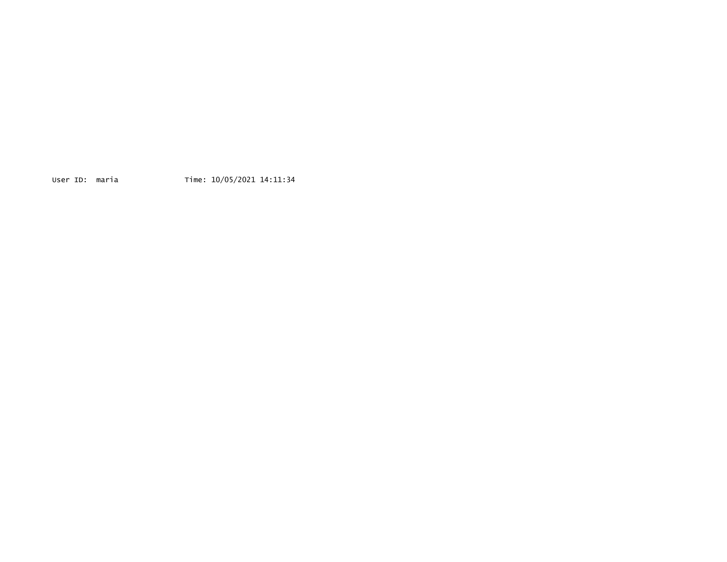User ID:  maria                Time: 10/05/2021 14:11:34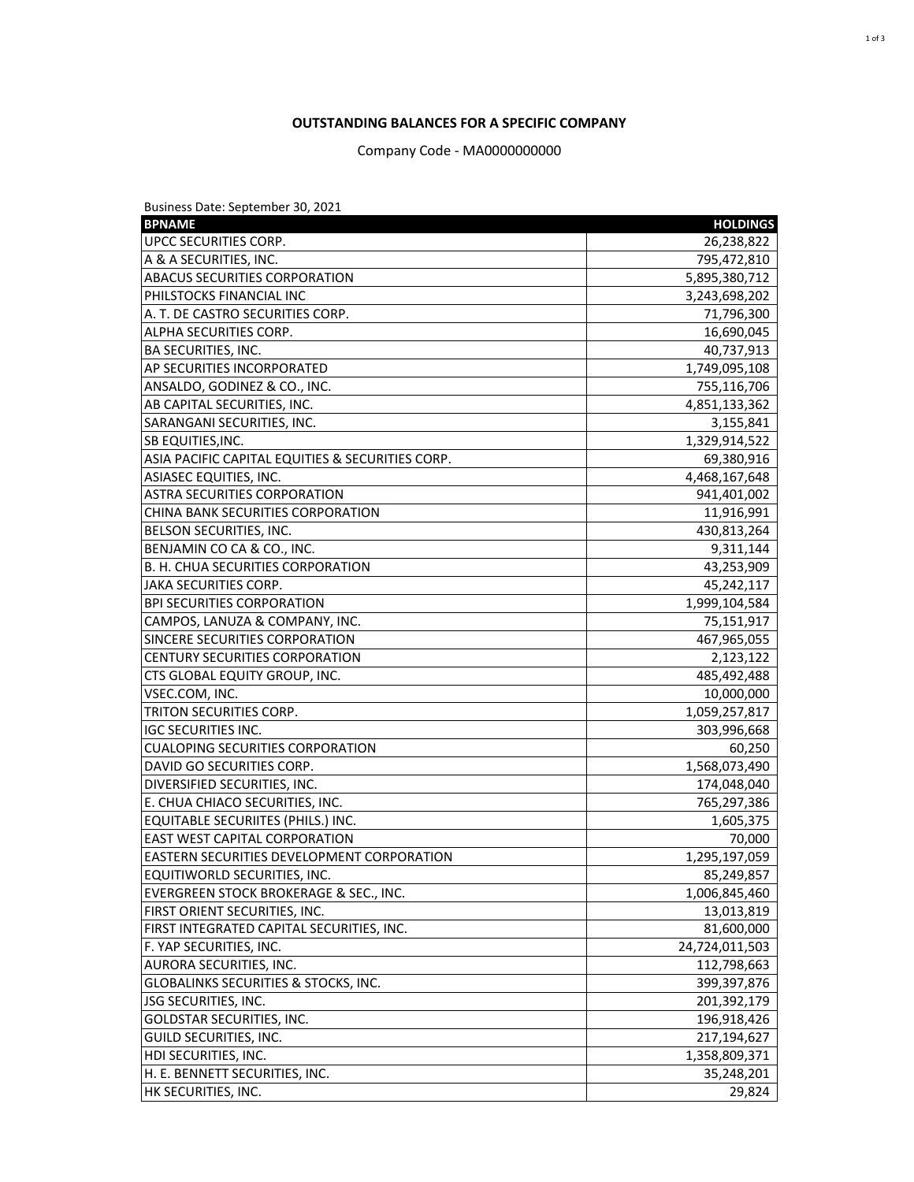**OUTSTANDING BALANCES FOR A SPECIFIC COMPANY**

Company Code - MA0000000000

Business Date: September 30, 2021

| BPNAME | HOLDINGS |
|---|---:|
| UPCC SECURITIES CORP. | 26,238,822 |
| A & A SECURITIES, INC. | 795,472,810 |
| ABACUS SECURITIES CORPORATION | 5,895,380,712 |
| PHILSTOCKS FINANCIAL INC | 3,243,698,202 |
| A. T. DE CASTRO SECURITIES CORP. | 71,796,300 |
| ALPHA SECURITIES CORP. | 16,690,045 |
| BA SECURITIES, INC. | 40,737,913 |
| AP SECURITIES INCORPORATED | 1,749,095,108 |
| ANSALDO, GODINEZ & CO., INC. | 755,116,706 |
| AB CAPITAL SECURITIES, INC. | 4,851,133,362 |
| SARANGANI SECURITIES, INC. | 3,155,841 |
| SB EQUITIES,INC. | 1,329,914,522 |
| ASIA PACIFIC CAPITAL EQUITIES & SECURITIES CORP. | 69,380,916 |
| ASIASEC EQUITIES, INC. | 4,468,167,648 |
| ASTRA SECURITIES CORPORATION | 941,401,002 |
| CHINA BANK SECURITIES CORPORATION | 11,916,991 |
| BELSON SECURITIES, INC. | 430,813,264 |
| BENJAMIN CO CA & CO., INC. | 9,311,144 |
| B. H. CHUA SECURITIES CORPORATION | 43,253,909 |
| JAKA SECURITIES CORP. | 45,242,117 |
| BPI SECURITIES CORPORATION | 1,999,104,584 |
| CAMPOS, LANUZA & COMPANY, INC. | 75,151,917 |
| SINCERE SECURITIES CORPORATION | 467,965,055 |
| CENTURY SECURITIES CORPORATION | 2,123,122 |
| CTS GLOBAL EQUITY GROUP, INC. | 485,492,488 |
| VSEC.COM, INC. | 10,000,000 |
| TRITON SECURITIES CORP. | 1,059,257,817 |
| IGC SECURITIES INC. | 303,996,668 |
| CUALOPING SECURITIES CORPORATION | 60,250 |
| DAVID GO SECURITIES CORP. | 1,568,073,490 |
| DIVERSIFIED SECURITIES, INC. | 174,048,040 |
| E. CHUA CHIACO SECURITIES, INC. | 765,297,386 |
| EQUITABLE SECURIITES (PHILS.) INC. | 1,605,375 |
| EAST WEST CAPITAL CORPORATION | 70,000 |
| EASTERN SECURITIES DEVELOPMENT CORPORATION | 1,295,197,059 |
| EQUITIWORLD SECURITIES, INC. | 85,249,857 |
| EVERGREEN STOCK BROKERAGE & SEC., INC. | 1,006,845,460 |
| FIRST ORIENT SECURITIES, INC. | 13,013,819 |
| FIRST INTEGRATED CAPITAL SECURITIES, INC. | 81,600,000 |
| F. YAP SECURITIES, INC. | 24,724,011,503 |
| AURORA SECURITIES, INC. | 112,798,663 |
| GLOBALINKS SECURITIES & STOCKS, INC. | 399,397,876 |
| JSG SECURITIES, INC. | 201,392,179 |
| GOLDSTAR SECURITIES, INC. | 196,918,426 |
| GUILD SECURITIES, INC. | 217,194,627 |
| HDI SECURITIES, INC. | 1,358,809,371 |
| H. E. BENNETT SECURITIES, INC. | 35,248,201 |
| HK SECURITIES, INC. | 29,824 |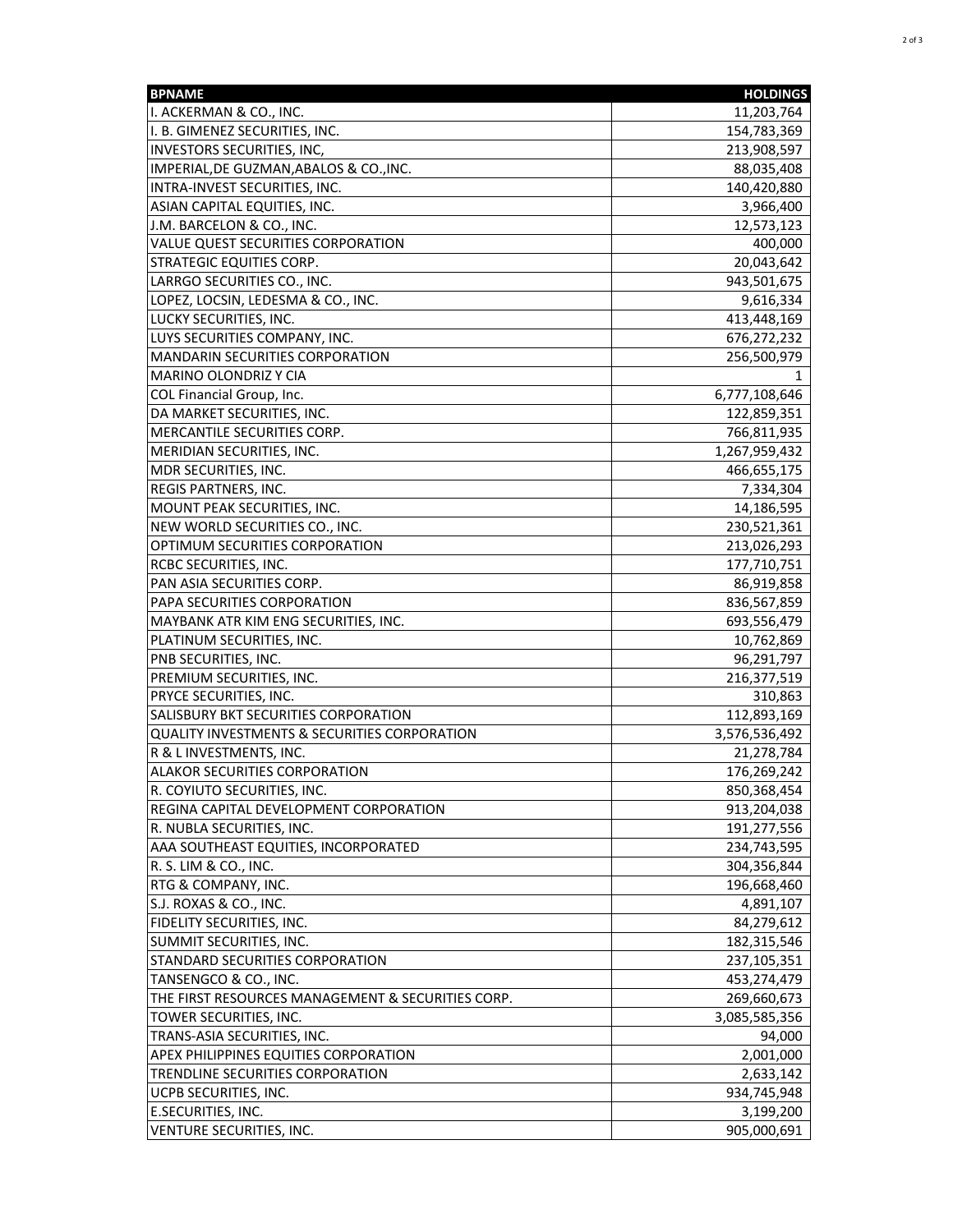| BPNAME | HOLDINGS |
|---|---:|
| I. ACKERMAN & CO., INC. | 11,203,764 |
| I. B. GIMENEZ SECURITIES, INC. | 154,783,369 |
| INVESTORS SECURITIES, INC, | 213,908,597 |
| IMPERIAL,DE GUZMAN,ABALOS & CO.,INC. | 88,035,408 |
| INTRA-INVEST SECURITIES, INC. | 140,420,880 |
| ASIAN CAPITAL EQUITIES, INC. | 3,966,400 |
| J.M. BARCELON & CO., INC. | 12,573,123 |
| VALUE QUEST SECURITIES CORPORATION | 400,000 |
| STRATEGIC EQUITIES CORP. | 20,043,642 |
| LARRGO SECURITIES CO., INC. | 943,501,675 |
| LOPEZ, LOCSIN, LEDESMA & CO., INC. | 9,616,334 |
| LUCKY SECURITIES, INC. | 413,448,169 |
| LUYS SECURITIES COMPANY, INC. | 676,272,232 |
| MANDARIN SECURITIES CORPORATION | 256,500,979 |
| MARINO OLONDRIZ Y CIA | 1 |
| COL Financial Group, Inc. | 6,777,108,646 |
| DA MARKET SECURITIES, INC. | 122,859,351 |
| MERCANTILE SECURITIES CORP. | 766,811,935 |
| MERIDIAN SECURITIES, INC. | 1,267,959,432 |
| MDR SECURITIES, INC. | 466,655,175 |
| REGIS PARTNERS, INC. | 7,334,304 |
| MOUNT PEAK SECURITIES, INC. | 14,186,595 |
| NEW WORLD SECURITIES CO., INC. | 230,521,361 |
| OPTIMUM SECURITIES CORPORATION | 213,026,293 |
| RCBC SECURITIES, INC. | 177,710,751 |
| PAN ASIA SECURITIES CORP. | 86,919,858 |
| PAPA SECURITIES CORPORATION | 836,567,859 |
| MAYBANK ATR KIM ENG SECURITIES, INC. | 693,556,479 |
| PLATINUM SECURITIES, INC. | 10,762,869 |
| PNB SECURITIES, INC. | 96,291,797 |
| PREMIUM SECURITIES, INC. | 216,377,519 |
| PRYCE SECURITIES, INC. | 310,863 |
| SALISBURY BKT SECURITIES CORPORATION | 112,893,169 |
| QUALITY INVESTMENTS & SECURITIES CORPORATION | 3,576,536,492 |
| R & L INVESTMENTS, INC. | 21,278,784 |
| ALAKOR SECURITIES CORPORATION | 176,269,242 |
| R. COYIUTO SECURITIES, INC. | 850,368,454 |
| REGINA CAPITAL DEVELOPMENT CORPORATION | 913,204,038 |
| R. NUBLA SECURITIES, INC. | 191,277,556 |
| AAA SOUTHEAST EQUITIES, INCORPORATED | 234,743,595 |
| R. S. LIM & CO., INC. | 304,356,844 |
| RTG & COMPANY, INC. | 196,668,460 |
| S.J. ROXAS & CO., INC. | 4,891,107 |
| FIDELITY SECURITIES, INC. | 84,279,612 |
| SUMMIT SECURITIES, INC. | 182,315,546 |
| STANDARD SECURITIES CORPORATION | 237,105,351 |
| TANSENGCO & CO., INC. | 453,274,479 |
| THE FIRST RESOURCES MANAGEMENT & SECURITIES CORP. | 269,660,673 |
| TOWER SECURITIES, INC. | 3,085,585,356 |
| TRANS-ASIA SECURITIES, INC. | 94,000 |
| APEX PHILIPPINES EQUITIES CORPORATION | 2,001,000 |
| TRENDLINE SECURITIES CORPORATION | 2,633,142 |
| UCPB SECURITIES, INC. | 934,745,948 |
| E.SECURITIES, INC. | 3,199,200 |
| VENTURE SECURITIES, INC. | 905,000,691 |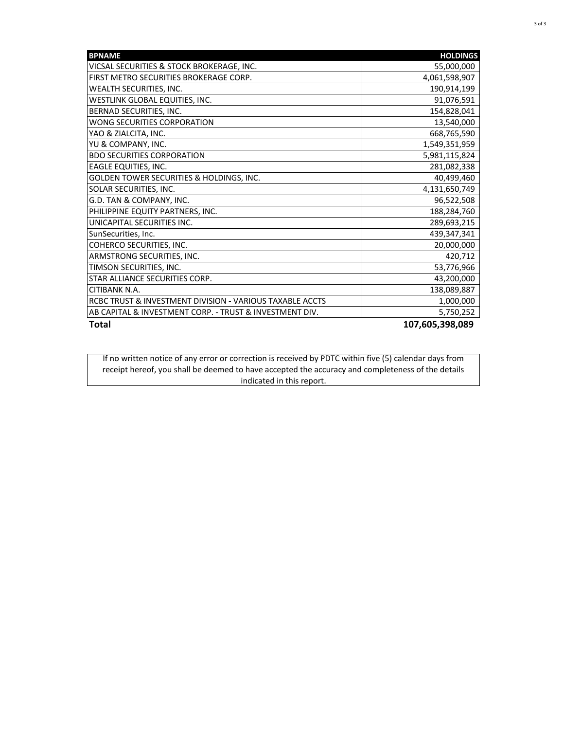| BPNAME | HOLDINGS |
|---|---|
| VICSAL SECURITIES & STOCK BROKERAGE, INC. | 55,000,000 |
| FIRST METRO SECURITIES BROKERAGE CORP. | 4,061,598,907 |
| WEALTH SECURITIES, INC. | 190,914,199 |
| WESTLINK GLOBAL EQUITIES, INC. | 91,076,591 |
| BERNAD SECURITIES, INC. | 154,828,041 |
| WONG SECURITIES CORPORATION | 13,540,000 |
| YAO & ZIALCITA, INC. | 668,765,590 |
| YU & COMPANY, INC. | 1,549,351,959 |
| BDO SECURITIES CORPORATION | 5,981,115,824 |
| EAGLE EQUITIES, INC. | 281,082,338 |
| GOLDEN TOWER SECURITIES & HOLDINGS, INC. | 40,499,460 |
| SOLAR SECURITIES, INC. | 4,131,650,749 |
| G.D. TAN & COMPANY, INC. | 96,522,508 |
| PHILIPPINE EQUITY PARTNERS, INC. | 188,284,760 |
| UNICAPITAL SECURITIES INC. | 289,693,215 |
| SunSecurities, Inc. | 439,347,341 |
| COHERCO SECURITIES, INC. | 20,000,000 |
| ARMSTRONG SECURITIES, INC. | 420,712 |
| TIMSON SECURITIES, INC. | 53,776,966 |
| STAR ALLIANCE SECURITIES CORP. | 43,200,000 |
| CITIBANK N.A. | 138,089,887 |
| RCBC TRUST & INVESTMENT DIVISION - VARIOUS TAXABLE ACCTS | 1,000,000 |
| AB CAPITAL & INVESTMENT CORP. - TRUST & INVESTMENT DIV. | 5,750,252 |
| **Total** | **107,605,398,089** |

If no written notice of any error or correction is received by PDTC within five (5) calendar days from receipt hereof, you shall be deemed to have accepted the accuracy and completeness of the details indicated in this report.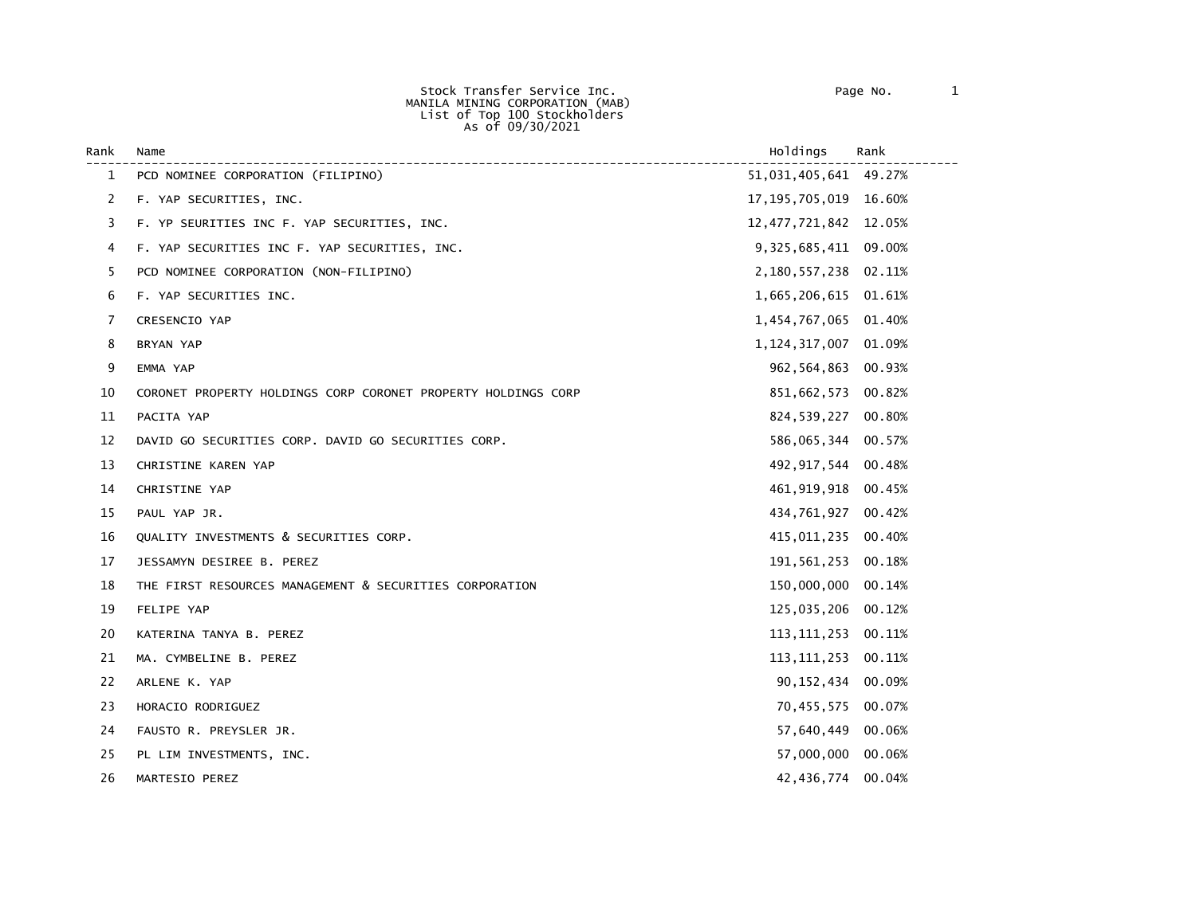Stock Transfer Service Inc.
MANILA MINING CORPORATION (MAB)
List of Top 100 Stockholders
As of 09/30/2021

| Rank | Name | Holdings | Rank |
|---|---|---|---|
| 1 | PCD NOMINEE CORPORATION (FILIPINO) | 51,031,405,641 | 49.27% |
| 2 | F. YAP SECURITIES, INC. | 17,195,705,019 | 16.60% |
| 3 | F. YP SEURITIES INC F. YAP SECURITIES, INC. | 12,477,721,842 | 12.05% |
| 4 | F. YAP SECURITIES INC F. YAP SECURITIES, INC. | 9,325,685,411 | 09.00% |
| 5 | PCD NOMINEE CORPORATION (NON-FILIPINO) | 2,180,557,238 | 02.11% |
| 6 | F. YAP SECURITIES INC. | 1,665,206,615 | 01.61% |
| 7 | CRESENCIO YAP | 1,454,767,065 | 01.40% |
| 8 | BRYAN YAP | 1,124,317,007 | 01.09% |
| 9 | EMMA YAP | 962,564,863 | 00.93% |
| 10 | CORONET PROPERTY HOLDINGS CORP CORONET PROPERTY HOLDINGS CORP | 851,662,573 | 00.82% |
| 11 | PACITA YAP | 824,539,227 | 00.80% |
| 12 | DAVID GO SECURITIES CORP. DAVID GO SECURITIES CORP. | 586,065,344 | 00.57% |
| 13 | CHRISTINE KAREN YAP | 492,917,544 | 00.48% |
| 14 | CHRISTINE YAP | 461,919,918 | 00.45% |
| 15 | PAUL YAP JR. | 434,761,927 | 00.42% |
| 16 | QUALITY INVESTMENTS & SECURITIES CORP. | 415,011,235 | 00.40% |
| 17 | JESSAMYN DESIREE B. PEREZ | 191,561,253 | 00.18% |
| 18 | THE FIRST RESOURCES MANAGEMENT & SECURITIES CORPORATION | 150,000,000 | 00.14% |
| 19 | FELIPE YAP | 125,035,206 | 00.12% |
| 20 | KATERINA TANYA B. PEREZ | 113,111,253 | 00.11% |
| 21 | MA. CYMBELINE B. PEREZ | 113,111,253 | 00.11% |
| 22 | ARLENE K. YAP | 90,152,434 | 00.09% |
| 23 | HORACIO RODRIGUEZ | 70,455,575 | 00.07% |
| 24 | FAUSTO R. PREYSLER JR. | 57,640,449 | 00.06% |
| 25 | PL LIM INVESTMENTS, INC. | 57,000,000 | 00.06% |
| 26 | MARTESIO PEREZ | 42,436,774 | 00.04% |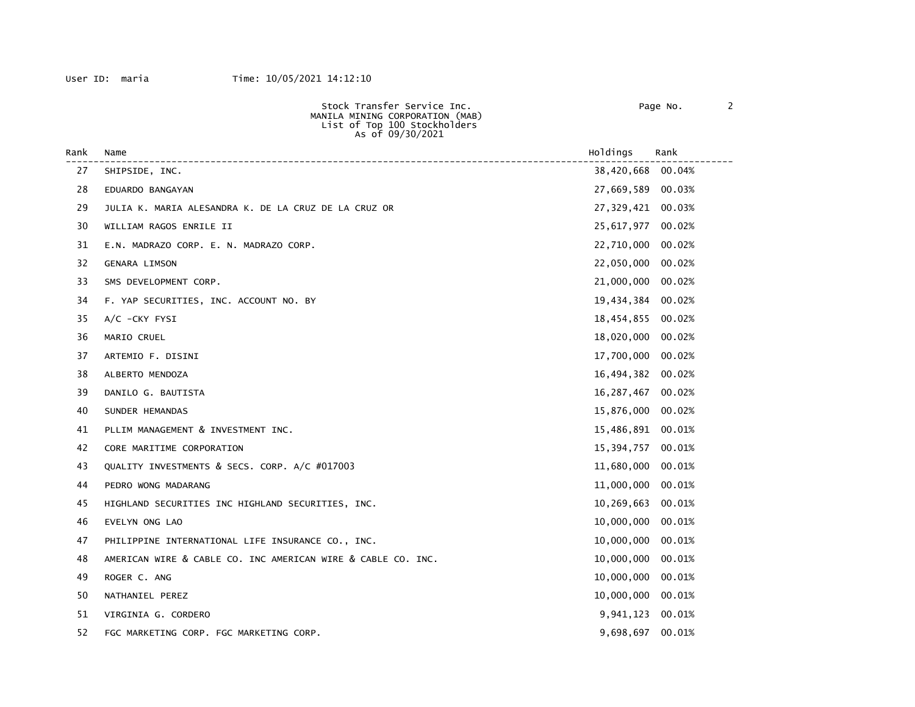User ID: maria Time: 10/05/2021 14:12:10

Stock Transfer Service Inc.
MANILA MINING CORPORATION (MAB)
List of Top 100 Stockholders
As of 09/30/2021

| Rank | Name | Holdings | Rank |
|---|---|---|---|
| 27 | SHIPSIDE, INC. | 38,420,668 | 00.04% |
| 28 | EDUARDO BANGAYAN | 27,669,589 | 00.03% |
| 29 | JULIA K. MARIA ALESANDRA K. DE LA CRUZ DE LA CRUZ OR | 27,329,421 | 00.03% |
| 30 | WILLIAM RAGOS ENRILE II | 25,617,977 | 00.02% |
| 31 | E.N. MADRAZO CORP. E. N. MADRAZO CORP. | 22,710,000 | 00.02% |
| 32 | GENARA LIMSON | 22,050,000 | 00.02% |
| 33 | SMS DEVELOPMENT CORP. | 21,000,000 | 00.02% |
| 34 | F. YAP SECURITIES, INC. ACCOUNT NO. BY | 19,434,384 | 00.02% |
| 35 | A/C -CKY FYSI | 18,454,855 | 00.02% |
| 36 | MARIO CRUEL | 18,020,000 | 00.02% |
| 37 | ARTEMIO F. DISINI | 17,700,000 | 00.02% |
| 38 | ALBERTO MENDOZA | 16,494,382 | 00.02% |
| 39 | DANILO G. BAUTISTA | 16,287,467 | 00.02% |
| 40 | SUNDER HEMANDAS | 15,876,000 | 00.02% |
| 41 | PLLIM MANAGEMENT & INVESTMENT INC. | 15,486,891 | 00.01% |
| 42 | CORE MARITIME CORPORATION | 15,394,757 | 00.01% |
| 43 | QUALITY INVESTMENTS & SECS. CORP. A/C #017003 | 11,680,000 | 00.01% |
| 44 | PEDRO WONG MADARANG | 11,000,000 | 00.01% |
| 45 | HIGHLAND SECURITIES INC HIGHLAND SECURITIES, INC. | 10,269,663 | 00.01% |
| 46 | EVELYN ONG LAO | 10,000,000 | 00.01% |
| 47 | PHILIPPINE INTERNATIONAL LIFE INSURANCE CO., INC. | 10,000,000 | 00.01% |
| 48 | AMERICAN WIRE & CABLE CO. INC AMERICAN WIRE & CABLE CO. INC. | 10,000,000 | 00.01% |
| 49 | ROGER C. ANG | 10,000,000 | 00.01% |
| 50 | NATHANIEL PEREZ | 10,000,000 | 00.01% |
| 51 | VIRGINIA G. CORDERO | 9,941,123 | 00.01% |
| 52 | FGC MARKETING CORP. FGC MARKETING CORP. | 9,698,697 | 00.01% |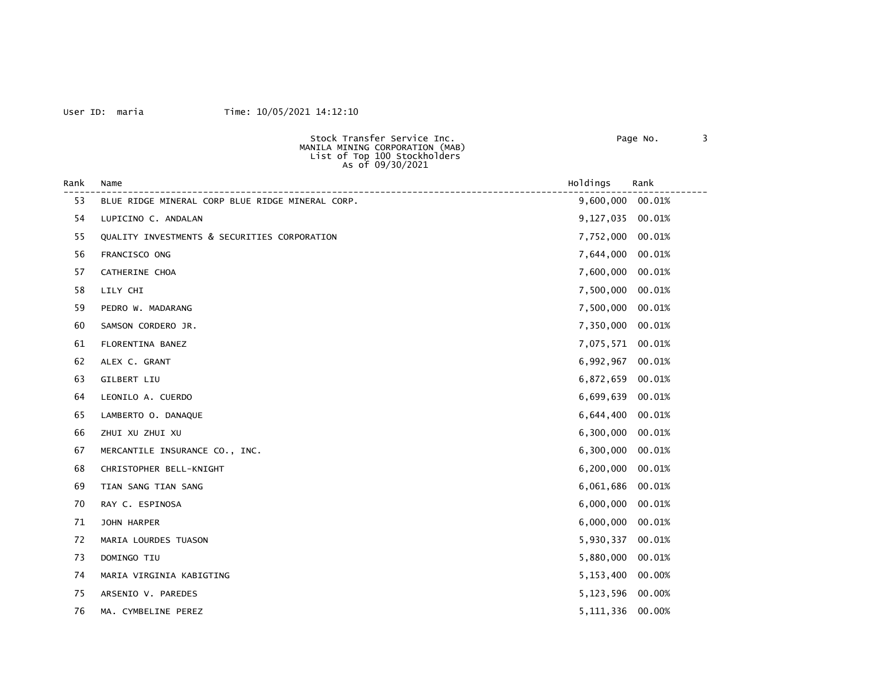User ID: maria Time: 10/05/2021 14:12:10

Stock Transfer Service Inc.
MANILA MINING CORPORATION (MAB)
List of Top 100 Stockholders
As of 09/30/2021

| Rank | Name | Holdings | Rank |
|---|---|---|---|
| 53 | BLUE RIDGE MINERAL CORP BLUE RIDGE MINERAL CORP. | 9,600,000 | 00.01% |
| 54 | LUPICINO C. ANDALAN | 9,127,035 | 00.01% |
| 55 | QUALITY INVESTMENTS & SECURITIES CORPORATION | 7,752,000 | 00.01% |
| 56 | FRANCISCO ONG | 7,644,000 | 00.01% |
| 57 | CATHERINE CHOA | 7,600,000 | 00.01% |
| 58 | LILY CHI | 7,500,000 | 00.01% |
| 59 | PEDRO W. MADARANG | 7,500,000 | 00.01% |
| 60 | SAMSON CORDERO JR. | 7,350,000 | 00.01% |
| 61 | FLORENTINA BANEZ | 7,075,571 | 00.01% |
| 62 | ALEX C. GRANT | 6,992,967 | 00.01% |
| 63 | GILBERT LIU | 6,872,659 | 00.01% |
| 64 | LEONILO A. CUERDO | 6,699,639 | 00.01% |
| 65 | LAMBERTO O. DANAQUE | 6,644,400 | 00.01% |
| 66 | ZHUI XU ZHUI XU | 6,300,000 | 00.01% |
| 67 | MERCANTILE INSURANCE CO., INC. | 6,300,000 | 00.01% |
| 68 | CHRISTOPHER BELL-KNIGHT | 6,200,000 | 00.01% |
| 69 | TIAN SANG TIAN SANG | 6,061,686 | 00.01% |
| 70 | RAY C. ESPINOSA | 6,000,000 | 00.01% |
| 71 | JOHN HARPER | 6,000,000 | 00.01% |
| 72 | MARIA LOURDES TUASON | 5,930,337 | 00.01% |
| 73 | DOMINGO TIU | 5,880,000 | 00.01% |
| 74 | MARIA VIRGINIA KABIGTING | 5,153,400 | 00.00% |
| 75 | ARSENIO V. PAREDES | 5,123,596 | 00.00% |
| 76 | MA. CYMBELINE PEREZ | 5,111,336 | 00.00% |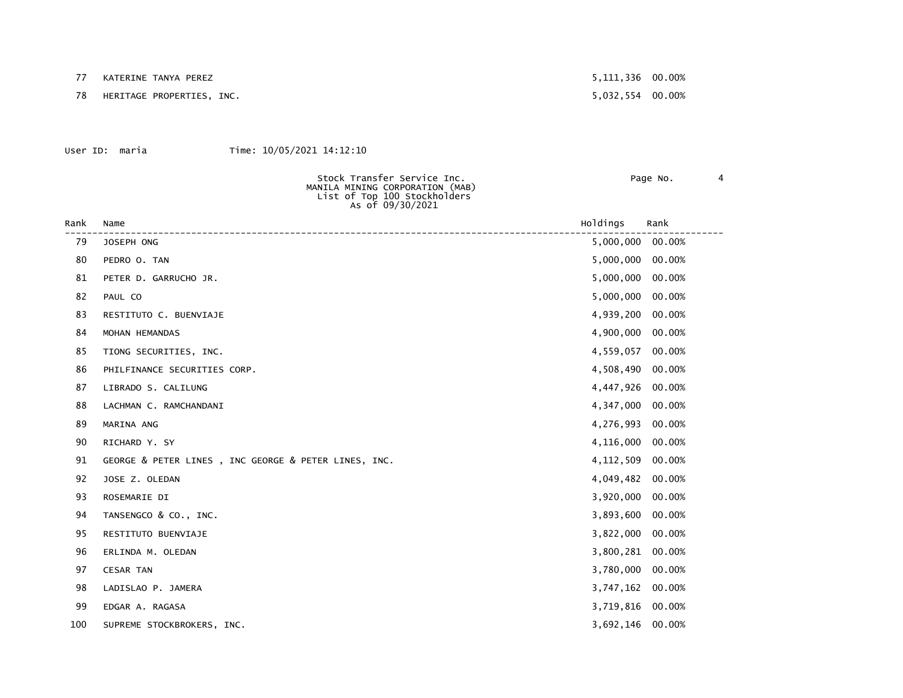| Rank | Name | Holdings | Rank |
|---|---|---|---|
| 77 | KATERINE TANYA PEREZ | 5,111,336 | 00.00% |
| 78 | HERITAGE PROPERTIES, INC. | 5,032,554 | 00.00% |

User ID: maria Time: 10/05/2021 14:12:10

Stock Transfer Service Inc.
MANILA MINING CORPORATION (MAB)
List of Top 100 Stockholders
As of 09/30/2021

| Rank | Name | Holdings | Rank |
|---|---|---|---|
| 79 | JOSEPH ONG | 5,000,000 | 00.00% |
| 80 | PEDRO O. TAN | 5,000,000 | 00.00% |
| 81 | PETER D. GARRUCHO JR. | 5,000,000 | 00.00% |
| 82 | PAUL CO | 5,000,000 | 00.00% |
| 83 | RESTITUTO C. BUENVIAJE | 4,939,200 | 00.00% |
| 84 | MOHAN HEMANDAS | 4,900,000 | 00.00% |
| 85 | TIONG SECURITIES, INC. | 4,559,057 | 00.00% |
| 86 | PHILFINANCE SECURITIES CORP. | 4,508,490 | 00.00% |
| 87 | LIBRADO S. CALILUNG | 4,447,926 | 00.00% |
| 88 | LACHMAN C. RAMCHANDANI | 4,347,000 | 00.00% |
| 89 | MARINA ANG | 4,276,993 | 00.00% |
| 90 | RICHARD Y. SY | 4,116,000 | 00.00% |
| 91 | GEORGE & PETER LINES , INC GEORGE & PETER LINES, INC. | 4,112,509 | 00.00% |
| 92 | JOSE Z. OLEDAN | 4,049,482 | 00.00% |
| 93 | ROSEMARIE DI | 3,920,000 | 00.00% |
| 94 | TANSENGCO & CO., INC. | 3,893,600 | 00.00% |
| 95 | RESTITUTO BUENVIAJE | 3,822,000 | 00.00% |
| 96 | ERLINDA M. OLEDAN | 3,800,281 | 00.00% |
| 97 | CESAR TAN | 3,780,000 | 00.00% |
| 98 | LADISLAO P. JAMERA | 3,747,162 | 00.00% |
| 99 | EDGAR A. RAGASA | 3,719,816 | 00.00% |
| 100 | SUPREME STOCKBROKERS, INC. | 3,692,146 | 00.00% |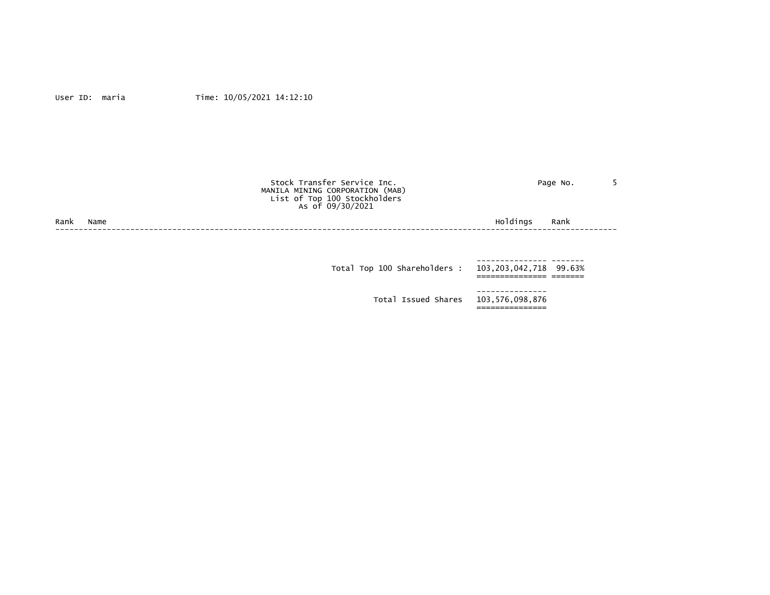User ID: maria Time: 10/05/2021 14:12:10

Stock Transfer Service Inc.
MANILA MINING CORPORATION (MAB)
List of Top 100 Stockholders
As of 09/30/2021

| Rank | Name | Holdings | Rank |
|---|---|---|---|
| | Total Top 100 Shareholders : | 103,203,042,718 | 99.63% |
| | Total Issued Shares | 103,576,098,876 | |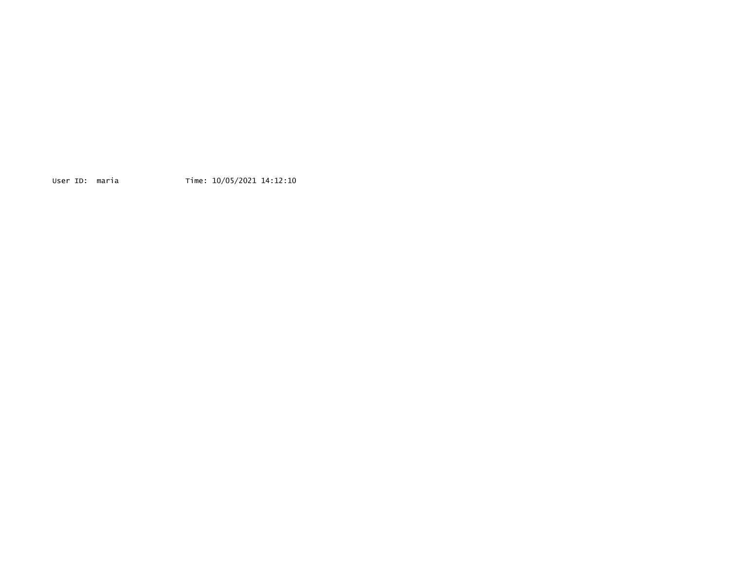User ID: maria Time: 10/05/2021 14:12:10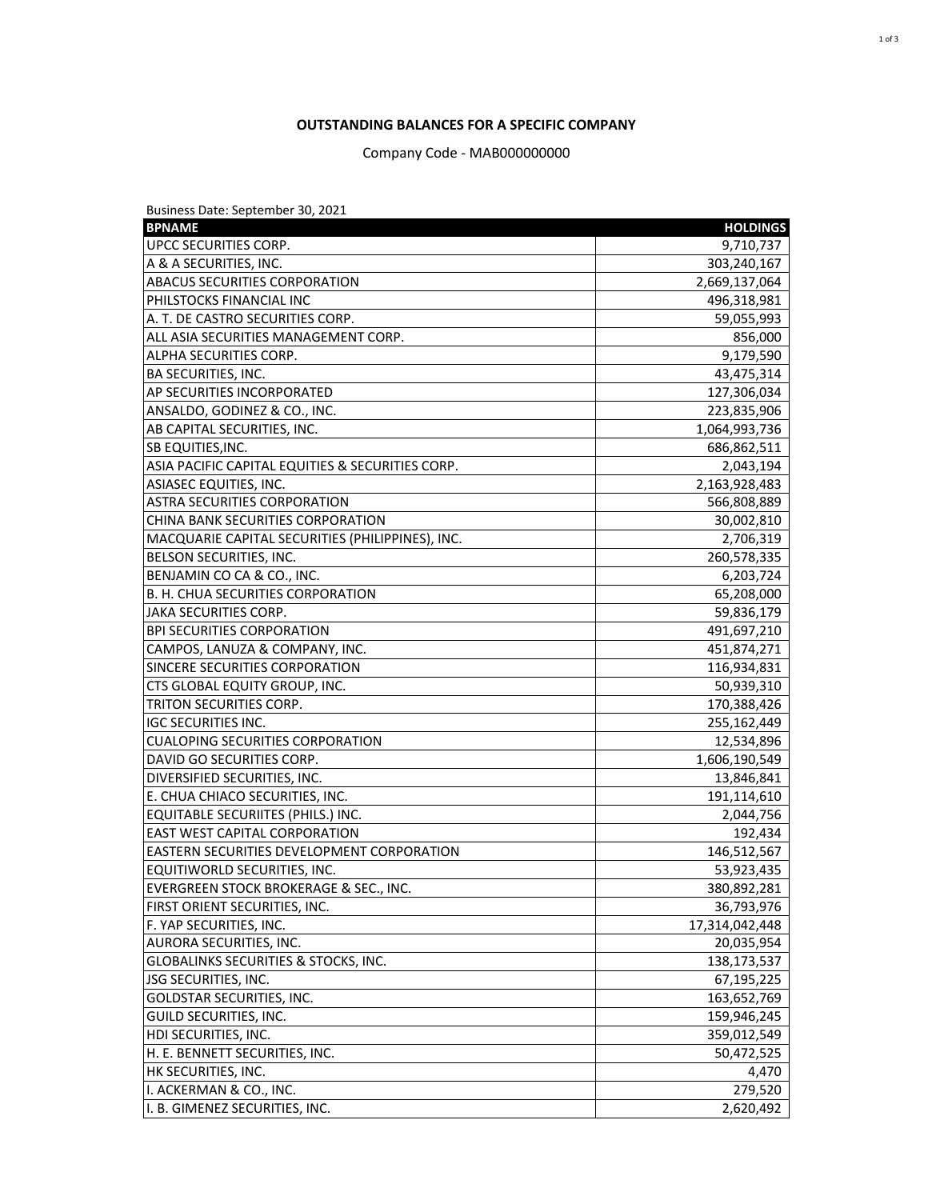**OUTSTANDING BALANCES FOR A SPECIFIC COMPANY**

Company Code - MAB000000000

Business Date: September 30, 2021

| BPNAME | HOLDINGS |
|---|---:|
| UPCC SECURITIES CORP. | 9,710,737 |
| A & A SECURITIES, INC. | 303,240,167 |
| ABACUS SECURITIES CORPORATION | 2,669,137,064 |
| PHILSTOCKS FINANCIAL INC | 496,318,981 |
| A. T. DE CASTRO SECURITIES CORP. | 59,055,993 |
| ALL ASIA SECURITIES MANAGEMENT CORP. | 856,000 |
| ALPHA SECURITIES CORP. | 9,179,590 |
| BA SECURITIES, INC. | 43,475,314 |
| AP SECURITIES INCORPORATED | 127,306,034 |
| ANSALDO, GODINEZ & CO., INC. | 223,835,906 |
| AB CAPITAL SECURITIES, INC. | 1,064,993,736 |
| SB EQUITIES,INC. | 686,862,511 |
| ASIA PACIFIC CAPITAL EQUITIES & SECURITIES CORP. | 2,043,194 |
| ASIASEC EQUITIES, INC. | 2,163,928,483 |
| ASTRA SECURITIES CORPORATION | 566,808,889 |
| CHINA BANK SECURITIES CORPORATION | 30,002,810 |
| MACQUARIE CAPITAL SECURITIES (PHILIPPINES), INC. | 2,706,319 |
| BELSON SECURITIES, INC. | 260,578,335 |
| BENJAMIN CO CA & CO., INC. | 6,203,724 |
| B. H. CHUA SECURITIES CORPORATION | 65,208,000 |
| JAKA SECURITIES CORP. | 59,836,179 |
| BPI SECURITIES CORPORATION | 491,697,210 |
| CAMPOS, LANUZA & COMPANY, INC. | 451,874,271 |
| SINCERE SECURITIES CORPORATION | 116,934,831 |
| CTS GLOBAL EQUITY GROUP, INC. | 50,939,310 |
| TRITON SECURITIES CORP. | 170,388,426 |
| IGC SECURITIES INC. | 255,162,449 |
| CUALOPING SECURITIES CORPORATION | 12,534,896 |
| DAVID GO SECURITIES CORP. | 1,606,190,549 |
| DIVERSIFIED SECURITIES, INC. | 13,846,841 |
| E. CHUA CHIACO SECURITIES, INC. | 191,114,610 |
| EQUITABLE SECURIITES (PHILS.) INC. | 2,044,756 |
| EAST WEST CAPITAL CORPORATION | 192,434 |
| EASTERN SECURITIES DEVELOPMENT CORPORATION | 146,512,567 |
| EQUITIWORLD SECURITIES, INC. | 53,923,435 |
| EVERGREEN STOCK BROKERAGE & SEC., INC. | 380,892,281 |
| FIRST ORIENT SECURITIES, INC. | 36,793,976 |
| F. YAP SECURITIES, INC. | 17,314,042,448 |
| AURORA SECURITIES, INC. | 20,035,954 |
| GLOBALINKS SECURITIES & STOCKS, INC. | 138,173,537 |
| JSG SECURITIES, INC. | 67,195,225 |
| GOLDSTAR SECURITIES, INC. | 163,652,769 |
| GUILD SECURITIES, INC. | 159,946,245 |
| HDI SECURITIES, INC. | 359,012,549 |
| H. E. BENNETT SECURITIES, INC. | 50,472,525 |
| HK SECURITIES, INC. | 4,470 |
| I. ACKERMAN & CO., INC. | 279,520 |
| I. B. GIMENEZ SECURITIES, INC. | 2,620,492 |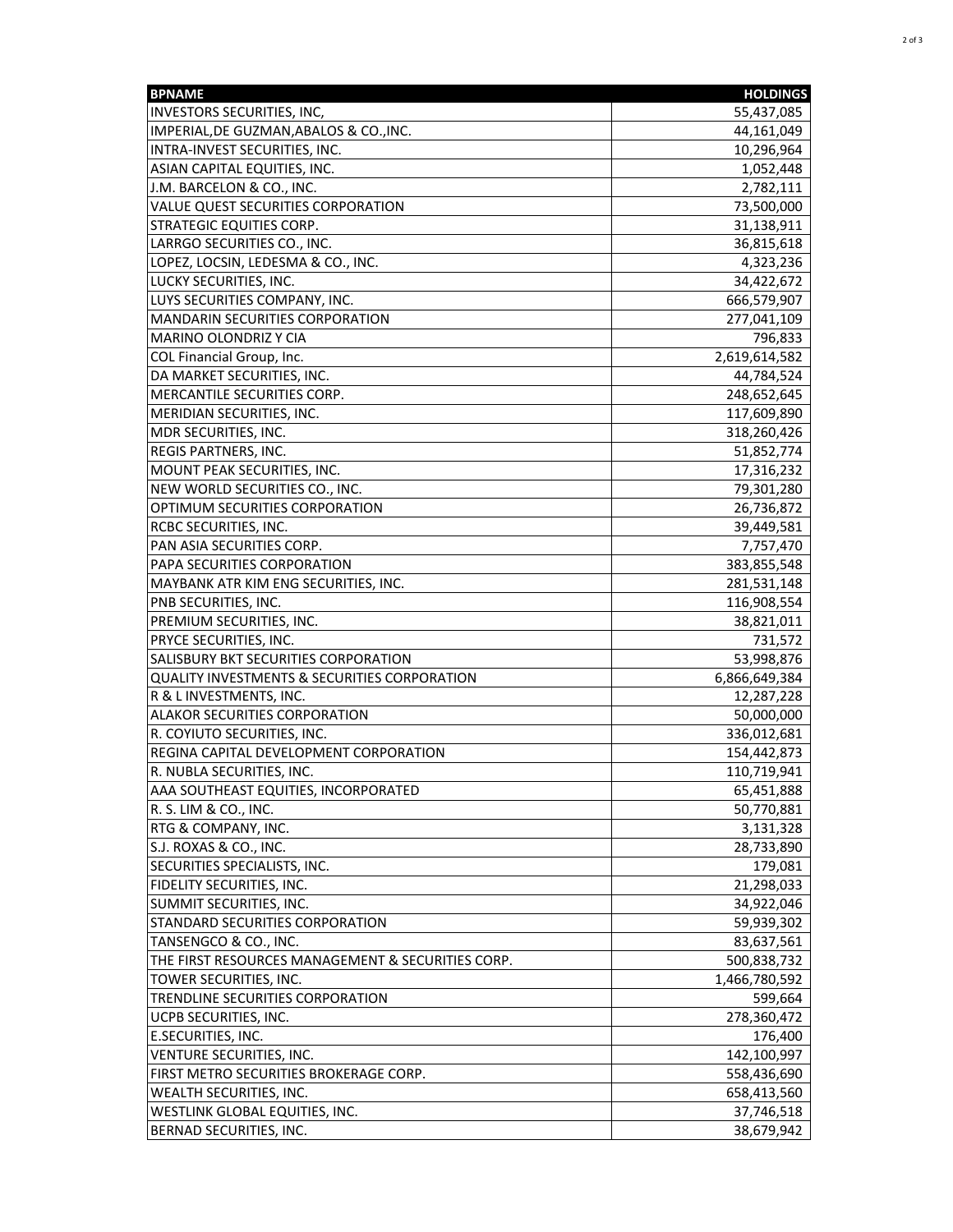| BPNAME | HOLDINGS |
| --- | --- |
| INVESTORS SECURITIES, INC, | 55,437,085 |
| IMPERIAL,DE GUZMAN,ABALOS & CO.,INC. | 44,161,049 |
| INTRA-INVEST SECURITIES, INC. | 10,296,964 |
| ASIAN CAPITAL EQUITIES, INC. | 1,052,448 |
| J.M. BARCELON & CO., INC. | 2,782,111 |
| VALUE QUEST SECURITIES CORPORATION | 73,500,000 |
| STRATEGIC EQUITIES CORP. | 31,138,911 |
| LARRGO SECURITIES CO., INC. | 36,815,618 |
| LOPEZ, LOCSIN, LEDESMA & CO., INC. | 4,323,236 |
| LUCKY SECURITIES, INC. | 34,422,672 |
| LUYS SECURITIES COMPANY, INC. | 666,579,907 |
| MANDARIN SECURITIES CORPORATION | 277,041,109 |
| MARINO OLONDRIZ Y CIA | 796,833 |
| COL Financial Group, Inc. | 2,619,614,582 |
| DA MARKET SECURITIES, INC. | 44,784,524 |
| MERCANTILE SECURITIES CORP. | 248,652,645 |
| MERIDIAN SECURITIES, INC. | 117,609,890 |
| MDR SECURITIES, INC. | 318,260,426 |
| REGIS PARTNERS, INC. | 51,852,774 |
| MOUNT PEAK SECURITIES, INC. | 17,316,232 |
| NEW WORLD SECURITIES CO., INC. | 79,301,280 |
| OPTIMUM SECURITIES CORPORATION | 26,736,872 |
| RCBC SECURITIES, INC. | 39,449,581 |
| PAN ASIA SECURITIES CORP. | 7,757,470 |
| PAPA SECURITIES CORPORATION | 383,855,548 |
| MAYBANK ATR KIM ENG SECURITIES, INC. | 281,531,148 |
| PNB SECURITIES, INC. | 116,908,554 |
| PREMIUM SECURITIES, INC. | 38,821,011 |
| PRYCE SECURITIES, INC. | 731,572 |
| SALISBURY BKT SECURITIES CORPORATION | 53,998,876 |
| QUALITY INVESTMENTS & SECURITIES CORPORATION | 6,866,649,384 |
| R & L INVESTMENTS, INC. | 12,287,228 |
| ALAKOR SECURITIES CORPORATION | 50,000,000 |
| R. COYIUTO SECURITIES, INC. | 336,012,681 |
| REGINA CAPITAL DEVELOPMENT CORPORATION | 154,442,873 |
| R. NUBLA SECURITIES, INC. | 110,719,941 |
| AAA SOUTHEAST EQUITIES, INCORPORATED | 65,451,888 |
| R. S. LIM & CO., INC. | 50,770,881 |
| RTG & COMPANY, INC. | 3,131,328 |
| S.J. ROXAS & CO., INC. | 28,733,890 |
| SECURITIES SPECIALISTS, INC. | 179,081 |
| FIDELITY SECURITIES, INC. | 21,298,033 |
| SUMMIT SECURITIES, INC. | 34,922,046 |
| STANDARD SECURITIES CORPORATION | 59,939,302 |
| TANSENGCO & CO., INC. | 83,637,561 |
| THE FIRST RESOURCES MANAGEMENT & SECURITIES CORP. | 500,838,732 |
| TOWER SECURITIES, INC. | 1,466,780,592 |
| TRENDLINE SECURITIES CORPORATION | 599,664 |
| UCPB SECURITIES, INC. | 278,360,472 |
| E.SECURITIES, INC. | 176,400 |
| VENTURE SECURITIES, INC. | 142,100,997 |
| FIRST METRO SECURITIES BROKERAGE CORP. | 558,436,690 |
| WEALTH SECURITIES, INC. | 658,413,560 |
| WESTLINK GLOBAL EQUITIES, INC. | 37,746,518 |
| BERNAD SECURITIES, INC. | 38,679,942 |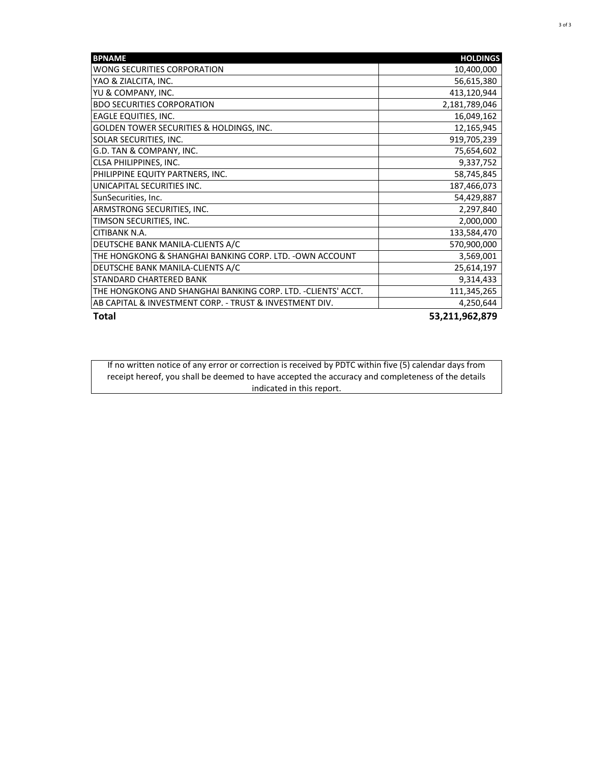| BPNAME | HOLDINGS |
| --- | --- |
| WONG SECURITIES CORPORATION | 10,400,000 |
| YAO & ZIALCITA, INC. | 56,615,380 |
| YU & COMPANY, INC. | 413,120,944 |
| BDO SECURITIES CORPORATION | 2,181,789,046 |
| EAGLE EQUITIES, INC. | 16,049,162 |
| GOLDEN TOWER SECURITIES & HOLDINGS, INC. | 12,165,945 |
| SOLAR SECURITIES, INC. | 919,705,239 |
| G.D. TAN & COMPANY, INC. | 75,654,602 |
| CLSA PHILIPPINES, INC. | 9,337,752 |
| PHILIPPINE EQUITY PARTNERS, INC. | 58,745,845 |
| UNICAPITAL SECURITIES INC. | 187,466,073 |
| SunSecurities, Inc. | 54,429,887 |
| ARMSTRONG SECURITIES, INC. | 2,297,840 |
| TIMSON SECURITIES, INC. | 2,000,000 |
| CITIBANK N.A. | 133,584,470 |
| DEUTSCHE BANK MANILA-CLIENTS A/C | 570,900,000 |
| THE HONGKONG & SHANGHAI BANKING CORP. LTD. -OWN ACCOUNT | 3,569,001 |
| DEUTSCHE BANK MANILA-CLIENTS A/C | 25,614,197 |
| STANDARD CHARTERED BANK | 9,314,433 |
| THE HONGKONG AND SHANGHAI BANKING CORP. LTD. -CLIENTS' ACCT. | 111,345,265 |
| AB CAPITAL & INVESTMENT CORP. - TRUST & INVESTMENT DIV. | 4,250,644 |
| **Total** | **53,211,962,879** |

If no written notice of any error or correction is received by PDTC within five (5) calendar days from receipt hereof, you shall be deemed to have accepted the accuracy and completeness of the details indicated in this report.